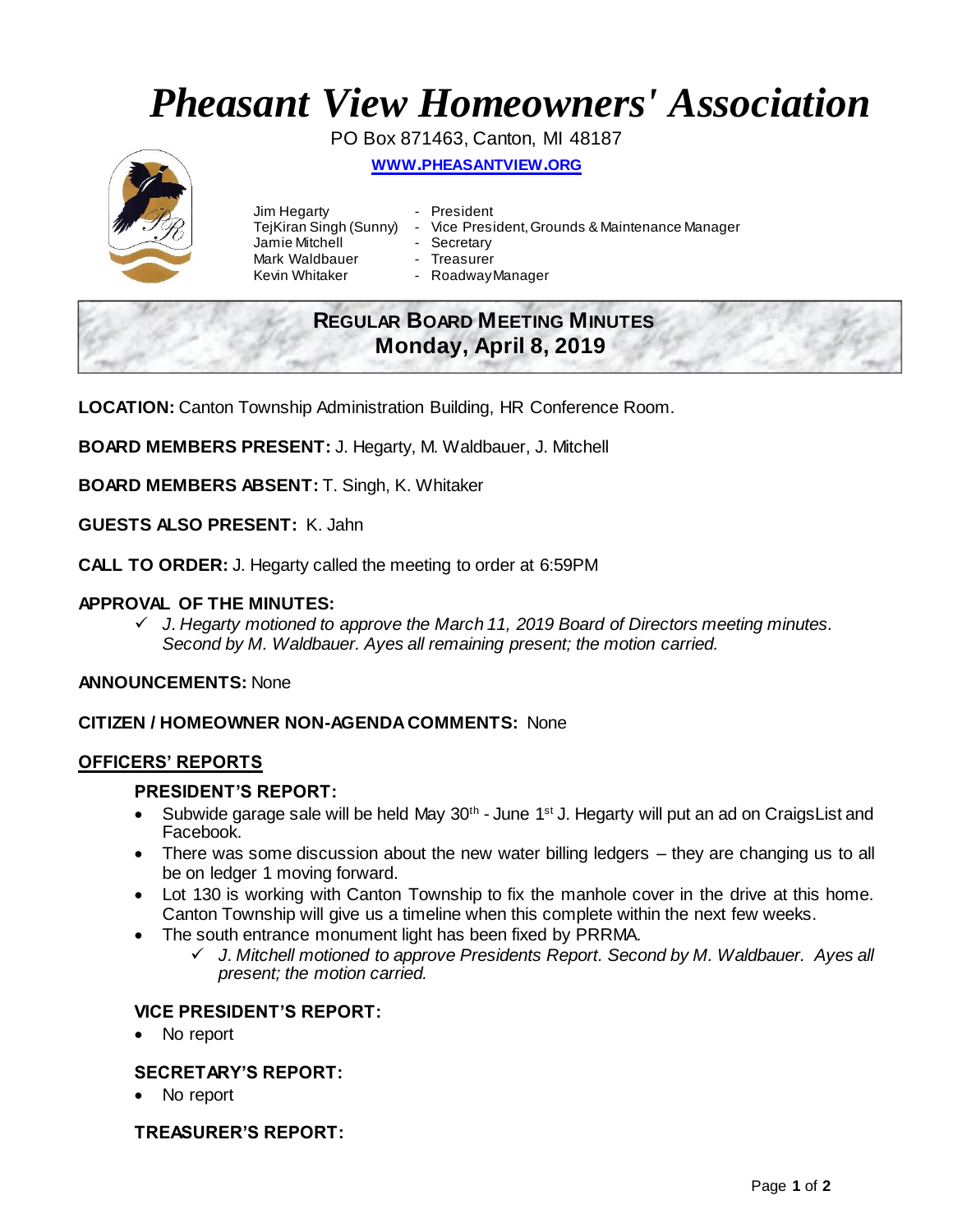# *Pheasant View Homeowners' Association*

PO Box 871463, Canton, MI 48187

**WWW.PHEASANTVIEW.ORG**

Jim Hegarty - President
TejKiran Singh (Sunny) - Vice President, Grounds & Maintenance Manager
Jamie Mitchell - Secretary
Mark Waldbauer - Treasurer
Kevin Whitaker - Roadway Manager

## REGULAR BOARD MEETING MINUTES
## Monday, April 8, 2019

**LOCATION:** Canton Township Administration Building, HR Conference Room.

**BOARD MEMBERS PRESENT:** J. Hegarty, M. Waldbauer, J. Mitchell

**BOARD MEMBERS ABSENT:** T. Singh, K. Whitaker

**GUESTS ALSO PRESENT:** K. Jahn

**CALL TO ORDER:** J. Hegarty called the meeting to order at 6:59PM

**APPROVAL OF THE MINUTES:**

- ✓ *J. Hegarty motioned to approve the March 11, 2019 Board of Directors meeting minutes. Second by M. Waldbauer. Ayes all remaining present; the motion carried.*

**ANNOUNCEMENTS:** None

**CITIZEN / HOMEOWNER NON-AGENDA COMMENTS:** None

**OFFICERS' REPORTS**

### PRESIDENT'S REPORT:

- Subwide garage sale will be held May 30th - June 1st J. Hegarty will put an ad on CraigsList and Facebook.
- There was some discussion about the new water billing ledgers – they are changing us to all be on ledger 1 moving forward.
- Lot 130 is working with Canton Township to fix the manhole cover in the drive at this home. Canton Township will give us a timeline when this complete within the next few weeks.
- The south entrance monument light has been fixed by PRRMA.
  - ✓ *J. Mitchell motioned to approve Presidents Report. Second by M. Waldbauer. Ayes all present; the motion carried.*

### VICE PRESIDENT'S REPORT:

- No report

### SECRETARY'S REPORT:

- No report

### TREASURER'S REPORT: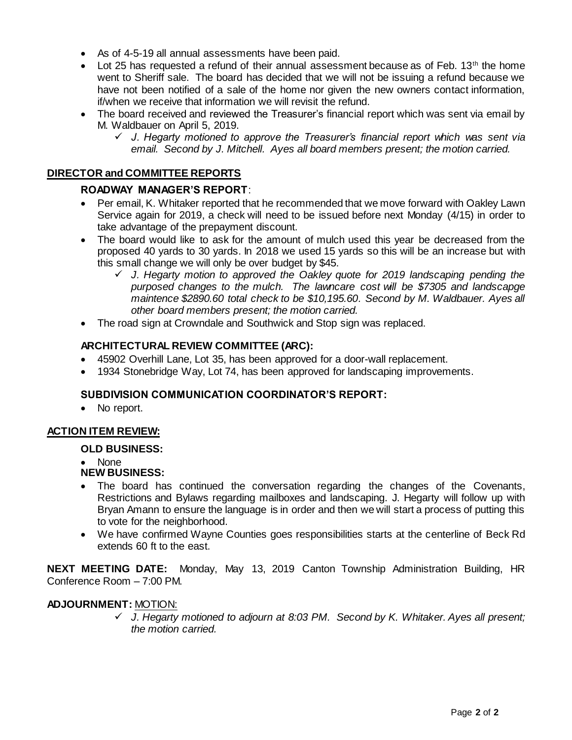- As of 4-5-19 all annual assessments have been paid.
- Lot 25 has requested a refund of their annual assessment because as of Feb. 13th the home went to Sheriff sale. The board has decided that we will not be issuing a refund because we have not been notified of a sale of the home nor given the new owners contact information, if/when we receive that information we will revisit the refund.
- The board received and reviewed the Treasurer's financial report which was sent via email by M. Waldbauer on April 5, 2019.
    - ✓ *J. Hegarty motioned to approve the Treasurer's financial report which was sent via email. Second by J. Mitchell. Ayes all board members present; the motion carried.*

## DIRECTOR and COMMITTEE REPORTS

### ROADWAY MANAGER'S REPORT:

- Per email, K. Whitaker reported that he recommended that we move forward with Oakley Lawn Service again for 2019, a check will need to be issued before next Monday (4/15) in order to take advantage of the prepayment discount.
- The board would like to ask for the amount of mulch used this year be decreased from the proposed 40 yards to 30 yards. In 2018 we used 15 yards so this will be an increase but with this small change we will only be over budget by $45.
    - ✓ *J. Hegarty motion to approved the Oakley quote for 2019 landscaping pending the purposed changes to the mulch. The lawncare cost will be $7305 and landscapge maintence $2890.60 total check to be $10,195.60. Second by M. Waldbauer. Ayes all other board members present; the motion carried.*
- The road sign at Crowndale and Southwick and Stop sign was replaced.

### ARCHITECTURAL REVIEW COMMITTEE (ARC):

- 45902 Overhill Lane, Lot 35, has been approved for a door-wall replacement.
- 1934 Stonebridge Way, Lot 74, has been approved for landscaping improvements.

### SUBDIVISION COMMUNICATION COORDINATOR'S REPORT:

- No report.

## ACTION ITEM REVIEW:

### OLD BUSINESS:

- None

### NEW BUSINESS:

- The board has continued the conversation regarding the changes of the Covenants, Restrictions and Bylaws regarding mailboxes and landscaping. J. Hegarty will follow up with Bryan Amann to ensure the language is in order and then we will start a process of putting this to vote for the neighborhood.
- We have confirmed Wayne Counties goes responsibilities starts at the centerline of Beck Rd extends 60 ft to the east.

**NEXT MEETING DATE:** Monday, May 13, 2019 Canton Township Administration Building, HR Conference Room – 7:00 PM.

**ADJOURNMENT:** MOTION:

- ✓ *J. Hegarty motioned to adjourn at 8:03 PM. Second by K. Whitaker. Ayes all present; the motion carried.*